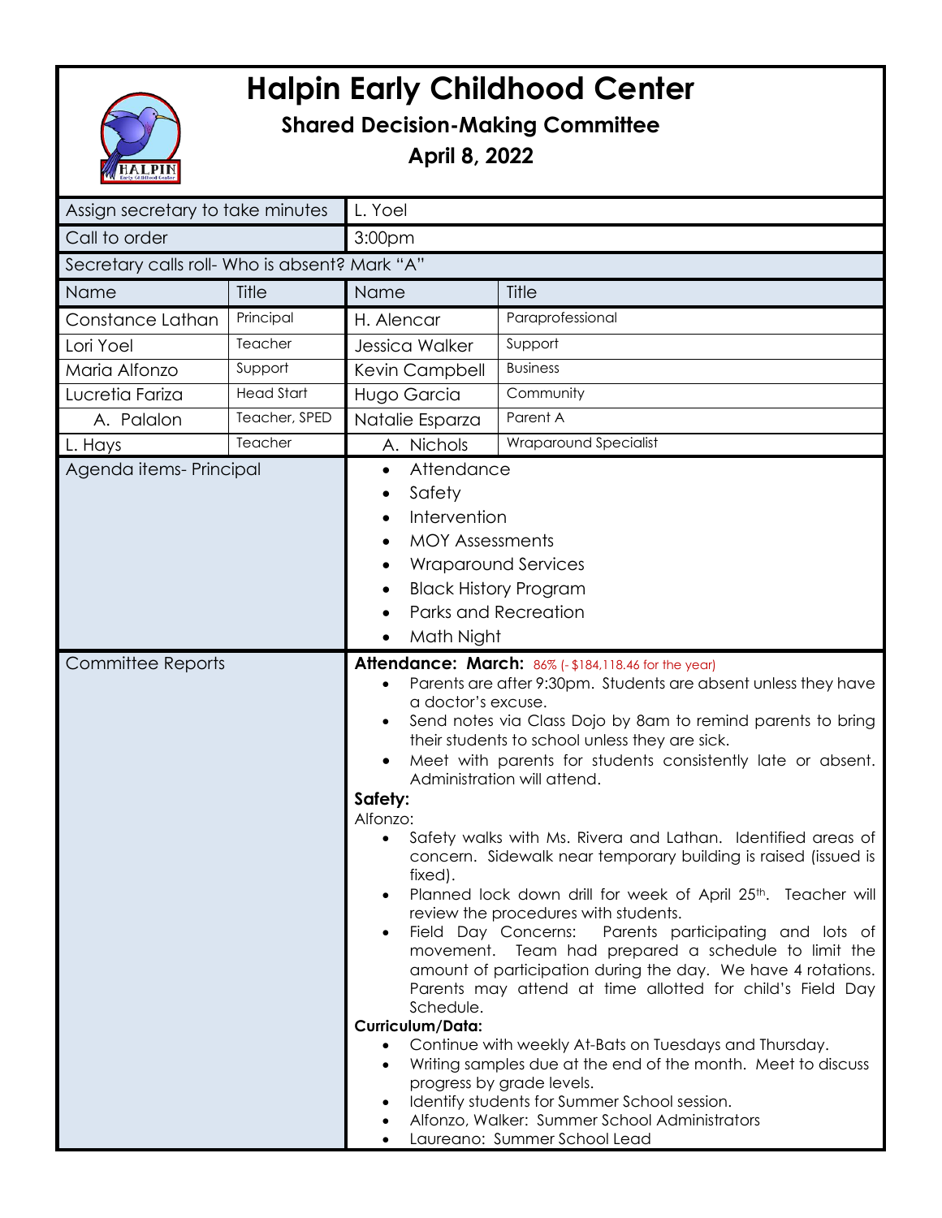# Halpin Early Childhood Center

## Shared Decision-Making Committee

## April 8, 2022

| Assign secretary to take minutes | L. Yoel |
|---|---|
| Call to order | 3:00pm |

Secretary calls roll- Who is absent? Mark "A"

| Name | Title | Name | Title |
|---|---|---|---|
| Constance Lathan | Principal | H. Alencar | Paraprofessional |
| Lori Yoel | Teacher | Jessica Walker | Support |
| Maria Alfonzo | Support | Kevin Campbell | Business |
| Lucretia Fariza | Head Start | Hugo Garcia | Community |
| A. Palalon | Teacher, SPED | Natalie Esparza | Parent A |
| L. Hays | Teacher | A. Nichols | Wraparound Specialist |

**Agenda items- Principal**

- Attendance
- Safety
- Intervention
- MOY Assessments
- Wraparound Services
- Black History Program
- Parks and Recreation
- Math Night

**Committee Reports**

**Attendance: March:** 86% (- $184,118.46 for the year)

- Parents are after 9:30pm. Students are absent unless they have a doctor's excuse.
- Send notes via Class Dojo by 8am to remind parents to bring their students to school unless they are sick.
- Meet with parents for students consistently late or absent. Administration will attend.

**Safety:**

Alfonzo:

- Safety walks with Ms. Rivera and Lathan. Identified areas of concern. Sidewalk near temporary building is raised (issued is fixed).
- Planned lock down drill for week of April 25th. Teacher will review the procedures with students.
- Field Day Concerns: Parents participating and lots of movement. Team had prepared a schedule to limit the amount of participation during the day. We have 4 rotations. Parents may attend at time allotted for child's Field Day Schedule.

**Curriculum/Data:**

- Continue with weekly At-Bats on Tuesdays and Thursday.
- Writing samples due at the end of the month. Meet to discuss progress by grade levels.
- Identify students for Summer School session.
- Alfonzo, Walker: Summer School Administrators
- Laureano: Summer School Lead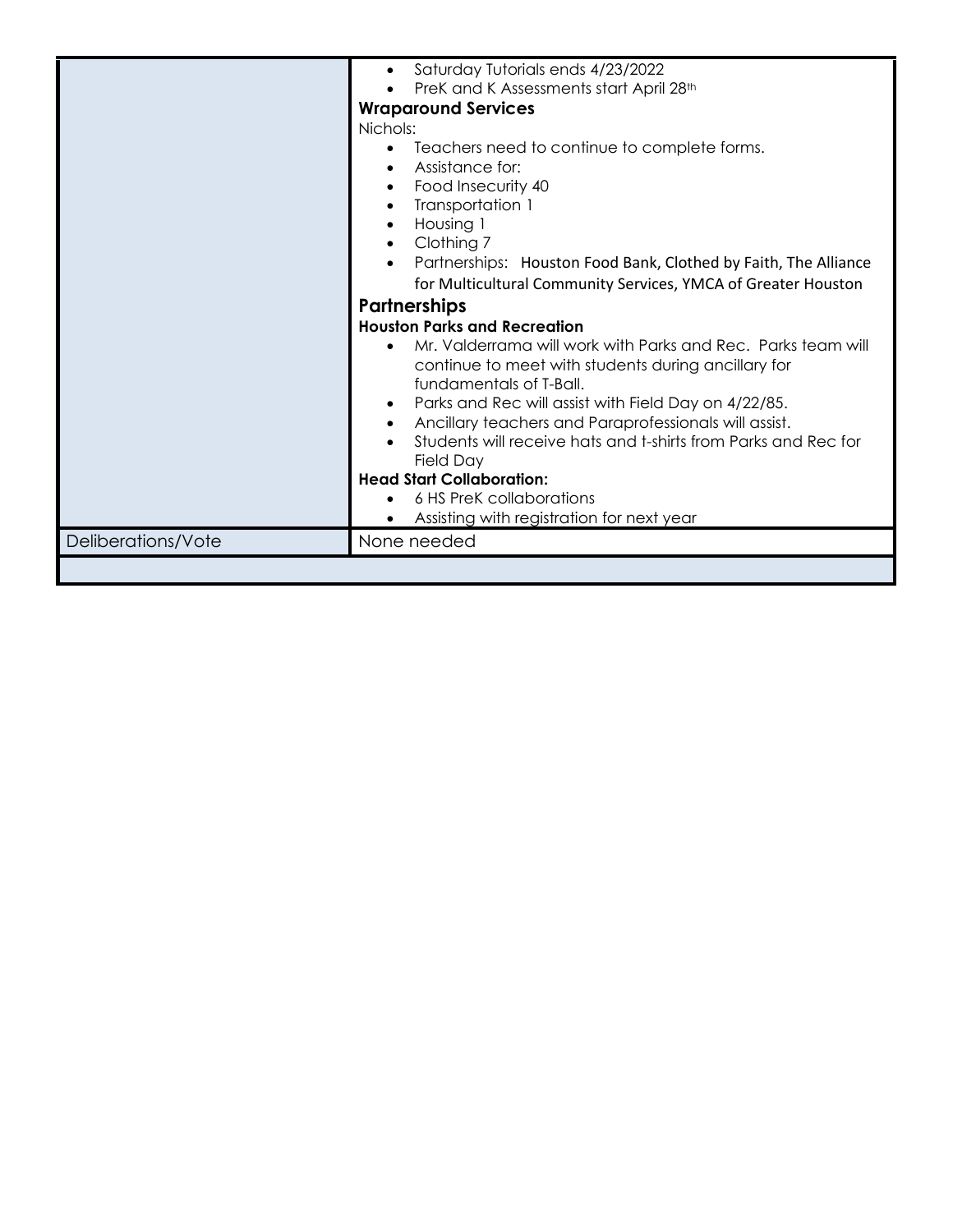| | |
|---|---|
| | • Saturday Tutorials ends 4/23/2022<br>• PreK and K Assessments start April 28th<br>**Wraparound Services**<br>Nichols:<br>• Teachers need to continue to complete forms.<br>• Assistance for:<br>• Food Insecurity 40<br>• Transportation 1<br>• Housing 1<br>• Clothing 7<br>• Partnerships: Houston Food Bank, Clothed by Faith, The Alliance for Multicultural Community Services, YMCA of Greater Houston<br>**Partnerships**<br>**Houston Parks and Recreation**<br>• Mr. Valderrama will work with Parks and Rec. Parks team will continue to meet with students during ancillary for fundamentals of T-Ball.<br>• Parks and Rec will assist with Field Day on 4/22/85.<br>• Ancillary teachers and Paraprofessionals will assist.<br>• Students will receive hats and t-shirts from Parks and Rec for Field Day<br>**Head Start Collaboration:**<br>• 6 HS PreK collaborations<br>• Assisting with registration for next year |
| Deliberations/Vote | None needed |
| | |